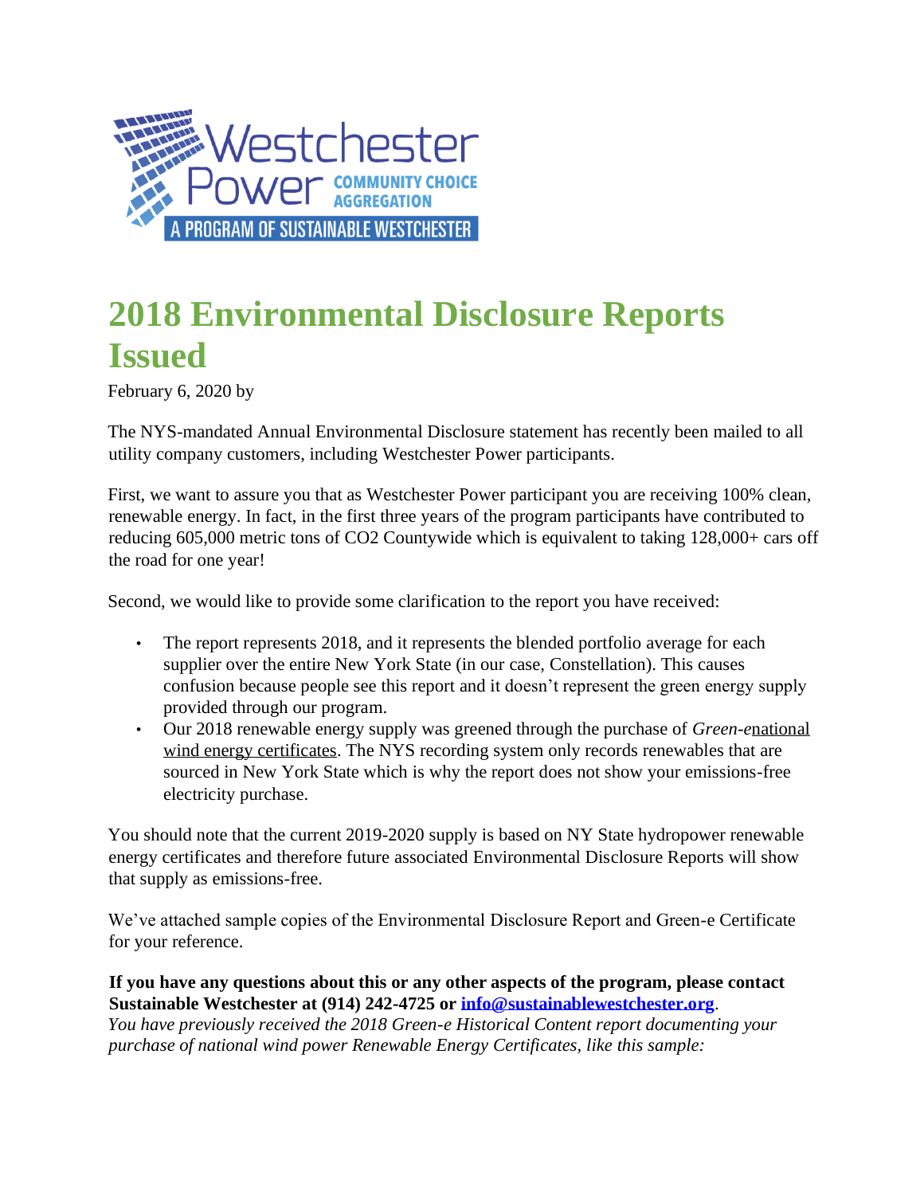# 2018 Environmental Disclosure Reports Issued

February 6, 2020 by

The NYS-mandated Annual Environmental Disclosure statement has recently been mailed to all utility company customers, including Westchester Power participants.

First, we want to assure you that as Westchester Power participant you are receiving 100% clean, renewable energy. In fact, in the first three years of the program participants have contributed to reducing 605,000 metric tons of $CO_2$ Countywide which is equivalent to taking 128,000+ cars off the road for one year!

Second, we would like to provide some clarification to the report you have received:

- The report represents 2018, and it represents the blended portfolio average for each supplier over the entire New York State (in our case, Constellation). This causes confusion because people see this report and it doesn't represent the green energy supply provided through our program.
- Our 2018 renewable energy supply was greened through the purchase of *Green-e*national wind energy certificates. The NYS recording system only records renewables that are sourced in New York State which is why the report does not show your emissions-free electricity purchase.

You should note that the current 2019-2020 supply is based on NY State hydropower renewable energy certificates and therefore future associated Environmental Disclosure Reports will show that supply as emissions-free.

We've attached sample copies of the Environmental Disclosure Report and Green-e Certificate for your reference.

**If you have any questions about this or any other aspects of the program, please contact Sustainable Westchester at (914) 242-4725 or info@sustainablewestchester.org.**

*You have previously received the 2018 Green-e Historical Content report documenting your purchase of national wind power Renewable Energy Certificates, like this sample:*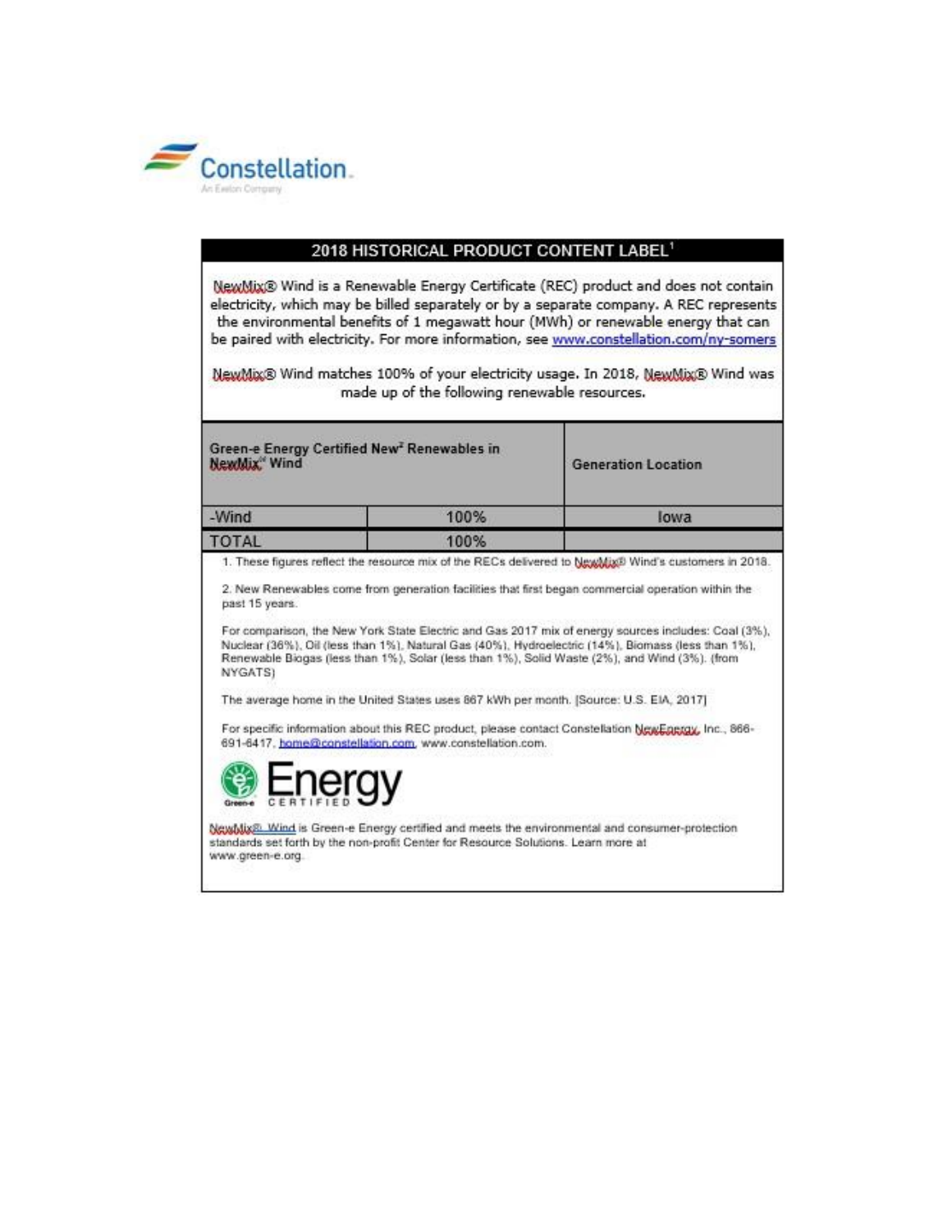Constellation.

An Exelon Company

## 2018 HISTORICAL PRODUCT CONTENT LABEL[1]

NewMix® Wind is a Renewable Energy Certificate (REC) product and does not contain electricity, which may be billed separately or by a separate company. A REC represents the environmental benefits of 1 megawatt hour (MWh) or renewable energy that can be paired with electricity. For more information, see www.constellation.com/ny-somers

NewMix® Wind matches 100% of your electricity usage. In 2018, NewMix® Wind was made up of the following renewable resources.

| Green-e Energy Certified New[2] Renewables in NewMix® Wind | | Generation Location |
|---|---|---|
| -Wind | 100% | Iowa |
| TOTAL | 100% | |

1. These figures reflect the resource mix of the RECs delivered to NewMix® Wind's customers in 2018.

2. New Renewables come from generation facilities that first began commercial operation within the past 15 years.

For comparison, the New York State Electric and Gas 2017 mix of energy sources includes: Coal (3%), Nuclear (36%), Oil (less than 1%), Natural Gas (40%), Hydroelectric (14%), Biomass (less than 1%), Renewable Biogas (less than 1%), Solar (less than 1%), Solid Waste (2%), and Wind (3%). (from NYGATS)

The average home in the United States uses 867 kWh per month. [Source: U.S. EIA, 2017]

For specific information about this REC product, please contact Constellation NewEnergy, Inc., 866-691-6417, home@constellation.com, www.constellation.com.

Green-e Energy CERTIFIED

NewMix® Wind is Green-e Energy certified and meets the environmental and consumer-protection standards set forth by the non-profit Center for Resource Solutions. Learn more at www.green-e.org.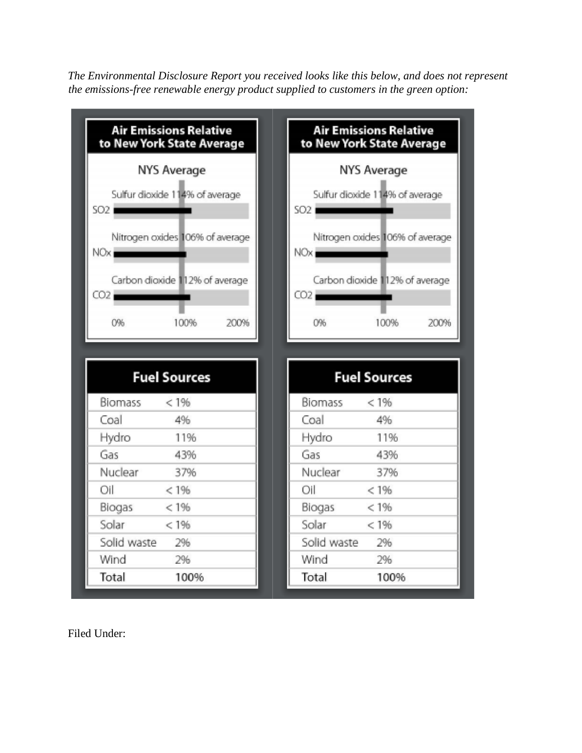*The Environmental Disclosure Report you received looks like this below, and does not represent the emissions-free renewable energy product supplied to customers in the green option:*

**Air Emissions Relative to New York State Average**

NYS Average

| Emission | Relative to NYS Average |
|---|---|
| $SO_2$ | Sulfur dioxide 114% of average |
| $NO_x$ | Nitrogen oxides 106% of average |
| $CO_2$ | Carbon dioxide 112% of average |

0% 100% 200%

**Air Emissions Relative to New York State Average**

NYS Average

| Emission | Relative to NYS Average |
|---|---|
| $SO_2$ | Sulfur dioxide 114% of average |
| $NO_x$ | Nitrogen oxides 106% of average |
| $CO_2$ | Carbon dioxide 112% of average |

0% 100% 200%

| Fuel Sources | |
|---|---|
| Biomass | < 1% |
| Coal | 4% |
| Hydro | 11% |
| Gas | 43% |
| Nuclear | 37% |
| Oil | < 1% |
| Biogas | < 1% |
| Solar | < 1% |
| Solid waste | 2% |
| Wind | 2% |
| Total | 100% |

| Fuel Sources | |
|---|---|
| Biomass | < 1% |
| Coal | 4% |
| Hydro | 11% |
| Gas | 43% |
| Nuclear | 37% |
| Oil | < 1% |
| Biogas | < 1% |
| Solar | < 1% |
| Solid waste | 2% |
| Wind | 2% |
| Total | 100% |

Filed Under: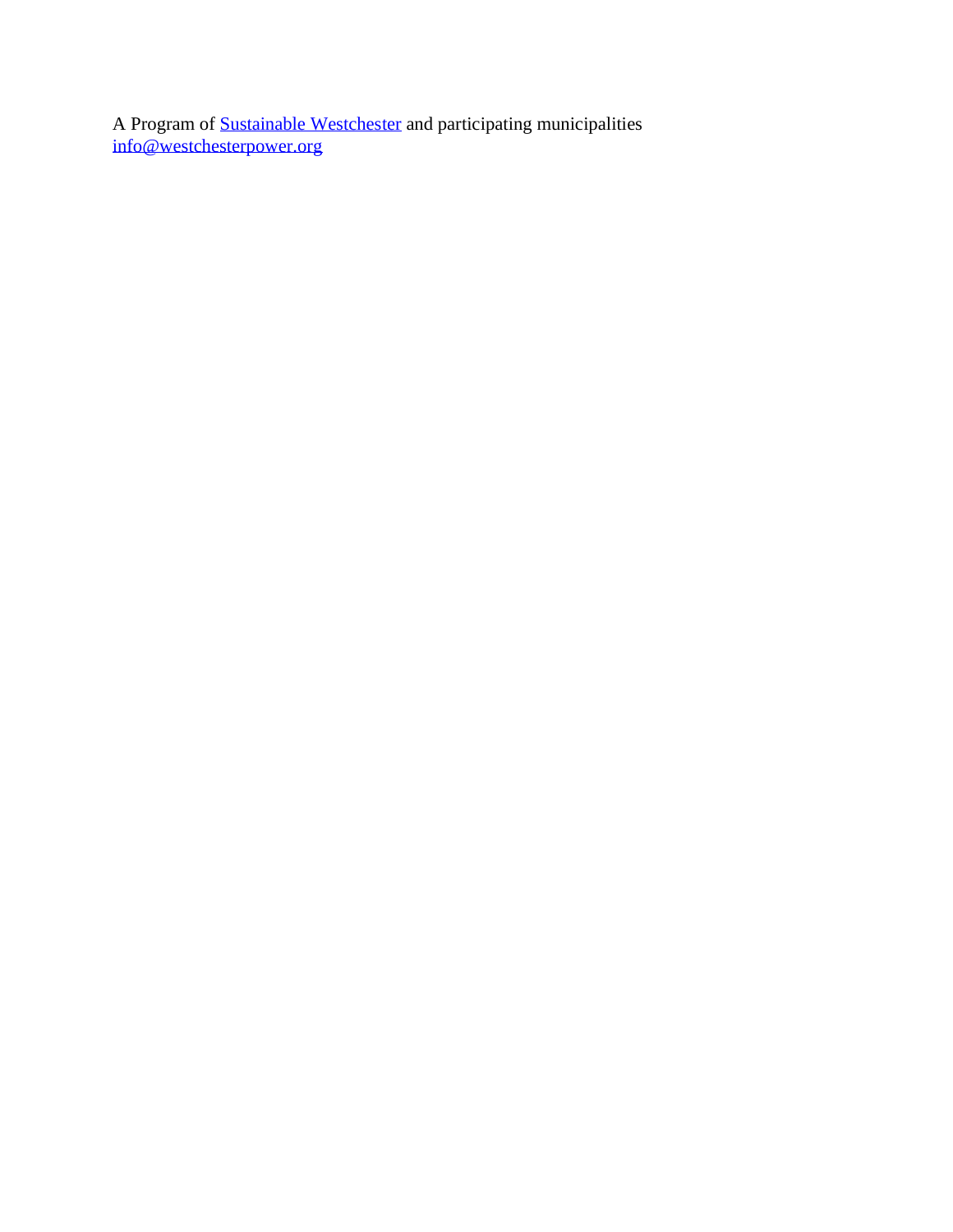A Program of [Sustainable Westchester](#) and participating municipalities
info@westchesterpower.org